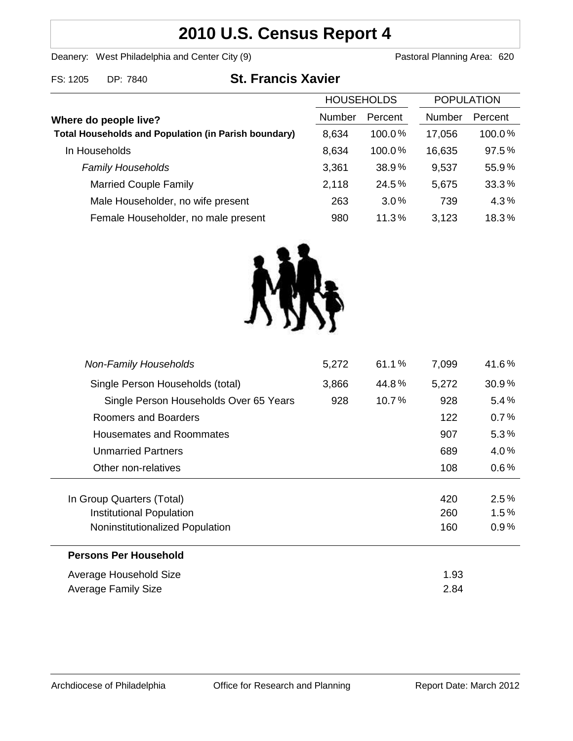# 2010 U.S. Census Report 4

Deanery: West Philadelphia and Center City (9)  Pastoral Planning Area: 620

FS: 1205  DP: 7840

## St. Francis Xavier

| Where do people live? | HOUSEHOLDS | | POPULATION | |
|---|---|---|---|---|
| | Number | Percent | Number | Percent |
| **Total Households and Population (in Parish boundary)** | 8,634 | 100.0% | 17,056 | 100.0% |
| In Households | 8,634 | 100.0% | 16,635 | 97.5% |
| *Family Households* | 3,361 | 38.9% | 9,537 | 55.9% |
| Married Couple Family | 2,118 | 24.5% | 5,675 | 33.3% |
| Male Householder, no wife present | 263 | 3.0% | 739 | 4.3% |
| Female Householder, no male present | 980 | 11.3% | 3,123 | 18.3% |
| *Non-Family Households* | 5,272 | 61.1% | 7,099 | 41.6% |
| Single Person Households (total) | 3,866 | 44.8% | 5,272 | 30.9% |
| Single Person Households Over 65 Years | 928 | 10.7% | 928 | 5.4% |
| Roomers and Boarders | | | 122 | 0.7% |
| Housemates and Roommates | | | 907 | 5.3% |
| Unmarried Partners | | | 689 | 4.0% |
| Other non-relatives | | | 108 | 0.6% |
| In Group Quarters (Total) | | | 420 | 2.5% |
| Institutional Population | | | 260 | 1.5% |
| Noninstitutionalized Population | | | 160 | 0.9% |

**Persons Per Household**

| | |
|---|---|
| Average Household Size | 1.93 |
| Average Family Size | 2.84 |

Archdiocese of Philadelphia  Office for Research and Planning  Report Date: March 2012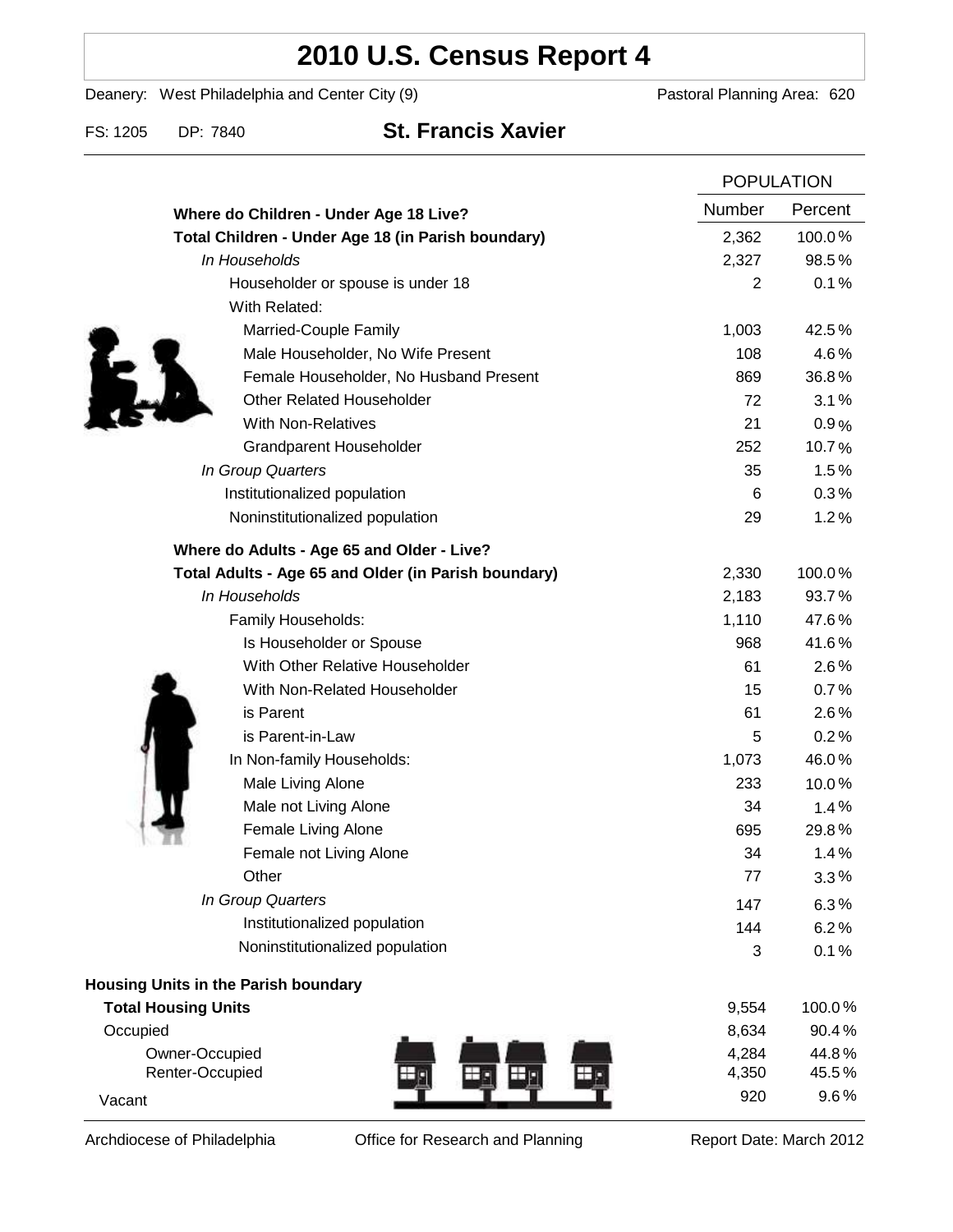# 2010 U.S. Census Report 4

Deanery: West Philadelphia and Center City (9) Pastoral Planning Area: 620

FS: 1205 DP: 7840 **St. Francis Xavier**

| | POPULATION | |
|---|---|---|
| **Where do Children - Under Age 18 Live?** | Number | Percent |
| **Total Children - Under Age 18 (in Parish boundary)** | 2,362 | 100.0 % |
| *In Households* | 2,327 | 98.5 % |
| Householder or spouse is under 18 | 2 | 0.1 % |
| With Related: | | |
| Married-Couple Family | 1,003 | 42.5 % |
| Male Householder, No Wife Present | 108 | 4.6 % |
| Female Householder, No Husband Present | 869 | 36.8 % |
| Other Related Householder | 72 | 3.1 % |
| With Non-Relatives | 21 | 0.9 % |
| Grandparent Householder | 252 | 10.7 % |
| *In Group Quarters* | 35 | 1.5 % |
| Institutionalized population | 6 | 0.3 % |
| Noninstitutionalized population | 29 | 1.2 % |
| **Where do Adults - Age 65 and Older - Live?** | | |
| **Total Adults - Age 65 and Older (in Parish boundary)** | 2,330 | 100.0 % |
| *In Households* | 2,183 | 93.7 % |
| Family Households: | 1,110 | 47.6 % |
| Is Householder or Spouse | 968 | 41.6 % |
| With Other Relative Householder | 61 | 2.6 % |
| With Non-Related Householder | 15 | 0.7 % |
| is Parent | 61 | 2.6 % |
| is Parent-in-Law | 5 | 0.2 % |
| In Non-family Households: | 1,073 | 46.0 % |
| Male Living Alone | 233 | 10.0 % |
| Male not Living Alone | 34 | 1.4 % |
| Female Living Alone | 695 | 29.8 % |
| Female not Living Alone | 34 | 1.4 % |
| Other | 77 | 3.3 % |
| *In Group Quarters* | 147 | 6.3 % |
| Institutionalized population | 144 | 6.2 % |
| Noninstitutionalized population | 3 | 0.1 % |
| **Housing Units in the Parish boundary** | | |
| **Total Housing Units** | 9,554 | 100.0 % |
| Occupied | 8,634 | 90.4 % |
| Owner-Occupied | 4,284 | 44.8 % |
| Renter-Occupied | 4,350 | 45.5 % |
| Vacant | 920 | 9.6 % |

Archdiocese of Philadelphia Office for Research and Planning Report Date: March 2012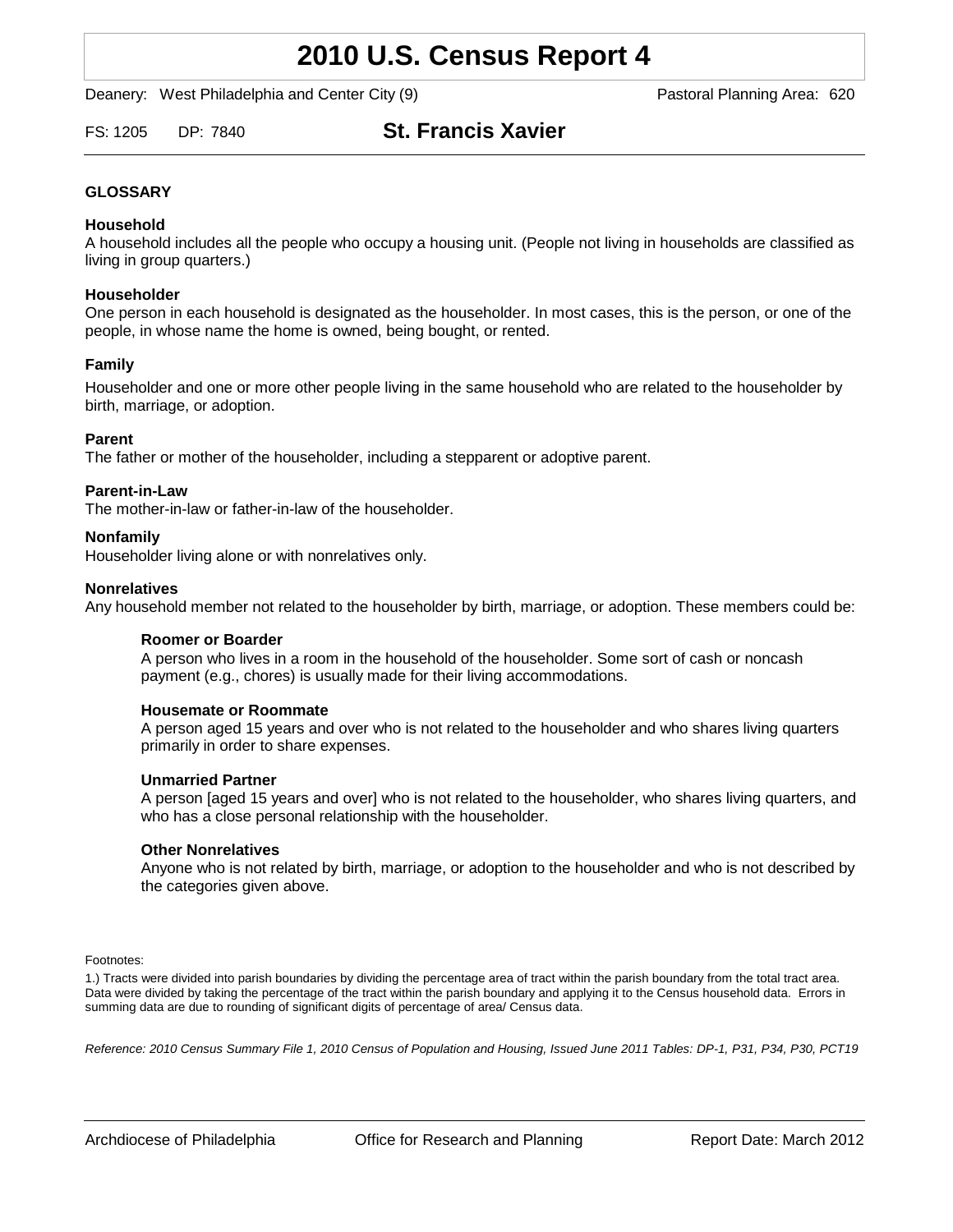# 2010 U.S. Census Report 4

Deanery: West Philadelphia and Center City (9) Pastoral Planning Area: 620

FS: 1205 DP: 7840

## St. Francis Xavier

### GLOSSARY

**Household**
A household includes all the people who occupy a housing unit. (People not living in households are classified as living in group quarters.)

**Householder**
One person in each household is designated as the householder. In most cases, this is the person, or one of the people, in whose name the home is owned, being bought, or rented.

**Family**
Householder and one or more other people living in the same household who are related to the householder by birth, marriage, or adoption.

**Parent**
The father or mother of the householder, including a stepparent or adoptive parent.

**Parent-in-Law**
The mother-in-law or father-in-law of the householder.

**Nonfamily**
Householder living alone or with nonrelatives only.

**Nonrelatives**
Any household member not related to the householder by birth, marriage, or adoption. These members could be:

> **Roomer or Boarder**
> A person who lives in a room in the household of the householder. Some sort of cash or noncash payment (e.g., chores) is usually made for their living accommodations.
>
> **Housemate or Roommate**
> A person aged 15 years and over who is not related to the householder and who shares living quarters primarily in order to share expenses.
>
> **Unmarried Partner**
> A person [aged 15 years and over] who is not related to the householder, who shares living quarters, and who has a close personal relationship with the householder.
>
> **Other Nonrelatives**
> Anyone who is not related by birth, marriage, or adoption to the householder and who is not described by the categories given above.

Footnotes:

1.) Tracts were divided into parish boundaries by dividing the percentage area of tract within the parish boundary from the total tract area. Data were divided by taking the percentage of the tract within the parish boundary and applying it to the Census household data. Errors in summing data are due to rounding of significant digits of percentage of area/ Census data.

*Reference: 2010 Census Summary File 1, 2010 Census of Population and Housing, Issued June 2011 Tables: DP-1, P31, P34, P30, PCT19*

Archdiocese of Philadelphia Office for Research and Planning Report Date: March 2012